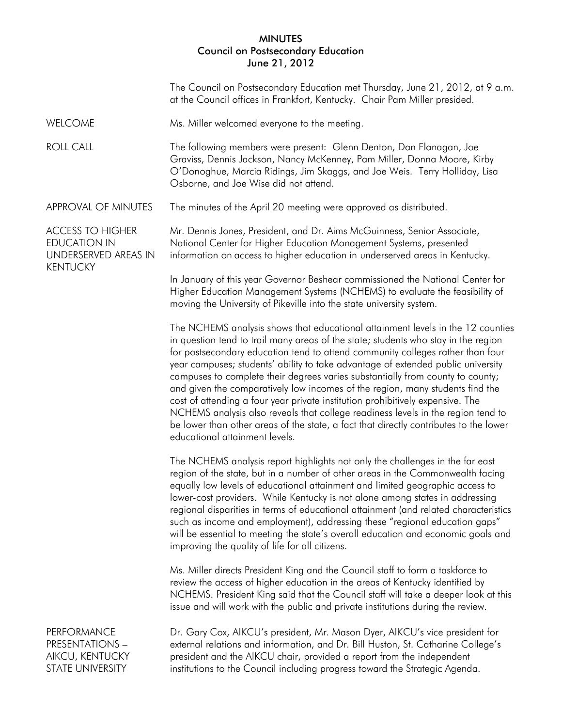# MINUTES
## Council on Postsecondary Education
### June 21, 2012

The Council on Postsecondary Education met Thursday, June 21, 2012, at 9 a.m. at the Council offices in Frankfort, Kentucky. Chair Pam Miller presided.

**WELCOME**

Ms. Miller welcomed everyone to the meeting.

**ROLL CALL**

The following members were present: Glenn Denton, Dan Flanagan, Joe Graviss, Dennis Jackson, Nancy McKenney, Pam Miller, Donna Moore, Kirby O'Donoghue, Marcia Ridings, Jim Skaggs, and Joe Weis. Terry Holliday, Lisa Osborne, and Joe Wise did not attend.

**APPROVAL OF MINUTES**

The minutes of the April 20 meeting were approved as distributed.

**ACCESS TO HIGHER EDUCATION IN UNDERSERVED AREAS IN KENTUCKY**

Mr. Dennis Jones, President, and Dr. Aims McGuinness, Senior Associate, National Center for Higher Education Management Systems, presented information on access to higher education in underserved areas in Kentucky.

In January of this year Governor Beshear commissioned the National Center for Higher Education Management Systems (NCHEMS) to evaluate the feasibility of moving the University of Pikeville into the state university system.

The NCHEMS analysis shows that educational attainment levels in the 12 counties in question tend to trail many areas of the state; students who stay in the region for postsecondary education tend to attend community colleges rather than four year campuses; students' ability to take advantage of extended public university campuses to complete their degrees varies substantially from county to county; and given the comparatively low incomes of the region, many students find the cost of attending a four year private institution prohibitively expensive. The NCHEMS analysis also reveals that college readiness levels in the region tend to be lower than other areas of the state, a fact that directly contributes to the lower educational attainment levels.

The NCHEMS analysis report highlights not only the challenges in the far east region of the state, but in a number of other areas in the Commonwealth facing equally low levels of educational attainment and limited geographic access to lower-cost providers. While Kentucky is not alone among states in addressing regional disparities in terms of educational attainment (and related characteristics such as income and employment), addressing these "regional education gaps" will be essential to meeting the state's overall education and economic goals and improving the quality of life for all citizens.

Ms. Miller directs President King and the Council staff to form a taskforce to review the access of higher education in the areas of Kentucky identified by NCHEMS. President King said that the Council staff will take a deeper look at this issue and will work with the public and private institutions during the review.

**PERFORMANCE PRESENTATIONS – AIKCU, KENTUCKY STATE UNIVERSITY**

Dr. Gary Cox, AIKCU's president, Mr. Mason Dyer, AIKCU's vice president for external relations and information, and Dr. Bill Huston, St. Catharine College's president and the AIKCU chair, provided a report from the independent institutions to the Council including progress toward the Strategic Agenda.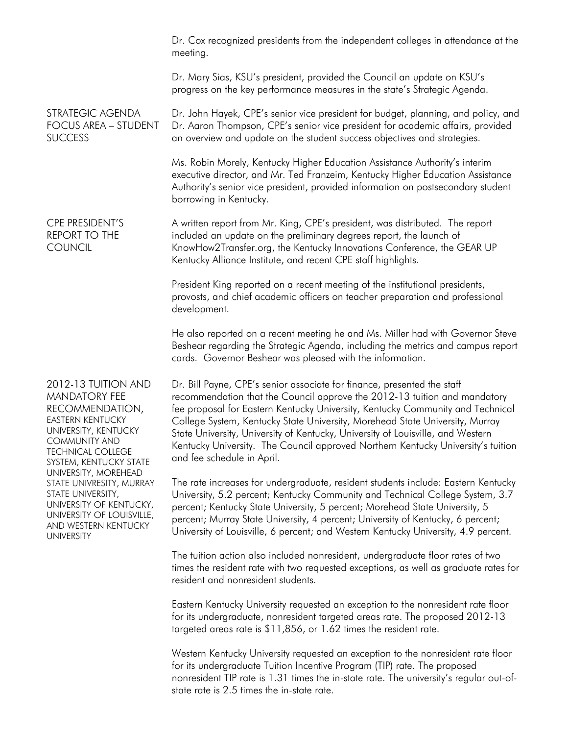Dr. Cox recognized presidents from the independent colleges in attendance at the meeting.

Dr. Mary Sias, KSU's president, provided the Council an update on KSU's progress on the key performance measures in the state's Strategic Agenda.

## STRATEGIC AGENDA FOCUS AREA – STUDENT SUCCESS

Dr. John Hayek, CPE's senior vice president for budget, planning, and policy, and Dr. Aaron Thompson, CPE's senior vice president for academic affairs, provided an overview and update on the student success objectives and strategies.

Ms. Robin Morely, Kentucky Higher Education Assistance Authority's interim executive director, and Mr. Ted Franzeim, Kentucky Higher Education Assistance Authority's senior vice president, provided information on postsecondary student borrowing in Kentucky.

## CPE PRESIDENT'S REPORT TO THE COUNCIL

A written report from Mr. King, CPE's president, was distributed. The report included an update on the preliminary degrees report, the launch of KnowHow2Transfer.org, the Kentucky Innovations Conference, the GEAR UP Kentucky Alliance Institute, and recent CPE staff highlights.

President King reported on a recent meeting of the institutional presidents, provosts, and chief academic officers on teacher preparation and professional development.

He also reported on a recent meeting he and Ms. Miller had with Governor Steve Beshear regarding the Strategic Agenda, including the metrics and campus report cards. Governor Beshear was pleased with the information.

## 2012-13 TUITION AND MANDATORY FEE RECOMMENDATION, EASTERN KENTUCKY UNIVERSITY, KENTUCKY COMMUNITY AND TECHNICAL COLLEGE SYSTEM, KENTUCKY STATE UNIVERSITY, MOREHEAD STATE UNIVRESITY, MURRAY STATE UNIVERSITY, UNIVERSITY OF KENTUCKY, UNIVERSITY OF LOUISVILLE, AND WESTERN KENTUCKY UNIVERSITY

Dr. Bill Payne, CPE's senior associate for finance, presented the staff recommendation that the Council approve the 2012-13 tuition and mandatory fee proposal for Eastern Kentucky University, Kentucky Community and Technical College System, Kentucky State University, Morehead State University, Murray State University, University of Kentucky, University of Louisville, and Western Kentucky University. The Council approved Northern Kentucky University's tuition and fee schedule in April.

The rate increases for undergraduate, resident students include: Eastern Kentucky University, 5.2 percent; Kentucky Community and Technical College System, 3.7 percent; Kentucky State University, 5 percent; Morehead State University, 5 percent; Murray State University, 4 percent; University of Kentucky, 6 percent; University of Louisville, 6 percent; and Western Kentucky University, 4.9 percent.

The tuition action also included nonresident, undergraduate floor rates of two times the resident rate with two requested exceptions, as well as graduate rates for resident and nonresident students.

Eastern Kentucky University requested an exception to the nonresident rate floor for its undergraduate, nonresident targeted areas rate. The proposed 2012-13 targeted areas rate is $11,856, or 1.62 times the resident rate.

Western Kentucky University requested an exception to the nonresident rate floor for its undergraduate Tuition Incentive Program (TIP) rate. The proposed nonresident TIP rate is 1.31 times the in-state rate. The university's regular out-of-state rate is 2.5 times the in-state rate.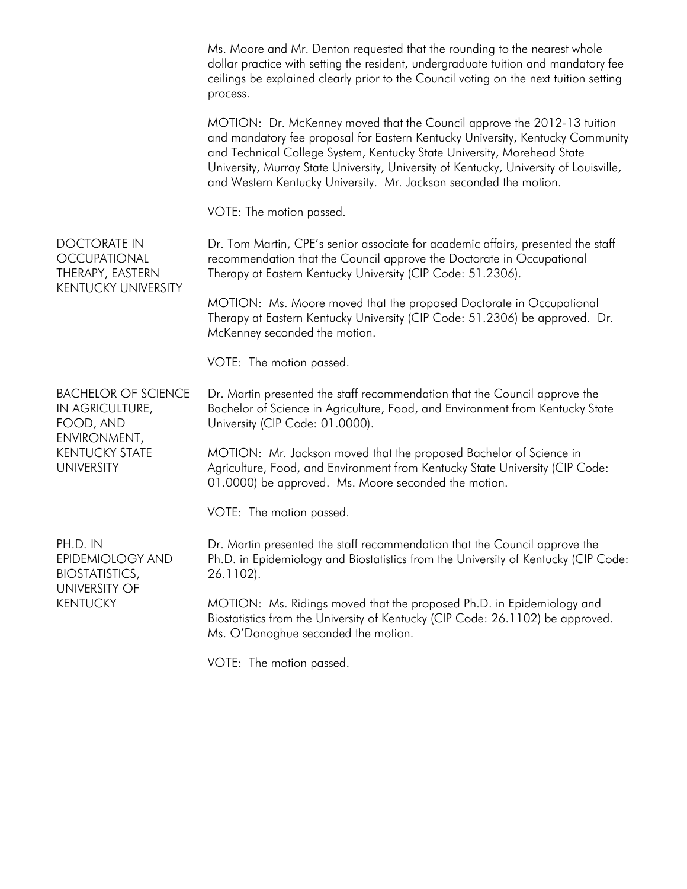Ms. Moore and Mr. Denton requested that the rounding to the nearest whole dollar practice with setting the resident, undergraduate tuition and mandatory fee ceilings be explained clearly prior to the Council voting on the next tuition setting process.

MOTION: Dr. McKenney moved that the Council approve the 2012-13 tuition and mandatory fee proposal for Eastern Kentucky University, Kentucky Community and Technical College System, Kentucky State University, Morehead State University, Murray State University, University of Kentucky, University of Louisville, and Western Kentucky University. Mr. Jackson seconded the motion.

VOTE: The motion passed.

## DOCTORATE IN OCCUPATIONAL THERAPY, EASTERN KENTUCKY UNIVERSITY

Dr. Tom Martin, CPE's senior associate for academic affairs, presented the staff recommendation that the Council approve the Doctorate in Occupational Therapy at Eastern Kentucky University (CIP Code: 51.2306).

MOTION: Ms. Moore moved that the proposed Doctorate in Occupational Therapy at Eastern Kentucky University (CIP Code: 51.2306) be approved. Dr. McKenney seconded the motion.

VOTE: The motion passed.

## BACHELOR OF SCIENCE IN AGRICULTURE, FOOD, AND ENVIRONMENT, KENTUCKY STATE UNIVERSITY

Dr. Martin presented the staff recommendation that the Council approve the Bachelor of Science in Agriculture, Food, and Environment from Kentucky State University (CIP Code: 01.0000).

MOTION: Mr. Jackson moved that the proposed Bachelor of Science in Agriculture, Food, and Environment from Kentucky State University (CIP Code: 01.0000) be approved. Ms. Moore seconded the motion.

VOTE: The motion passed.

## PH.D. IN EPIDEMIOLOGY AND BIOSTATISTICS, UNIVERSITY OF KENTUCKY

Dr. Martin presented the staff recommendation that the Council approve the Ph.D. in Epidemiology and Biostatistics from the University of Kentucky (CIP Code: 26.1102).

MOTION: Ms. Ridings moved that the proposed Ph.D. in Epidemiology and Biostatistics from the University of Kentucky (CIP Code: 26.1102) be approved. Ms. O'Donoghue seconded the motion.

VOTE: The motion passed.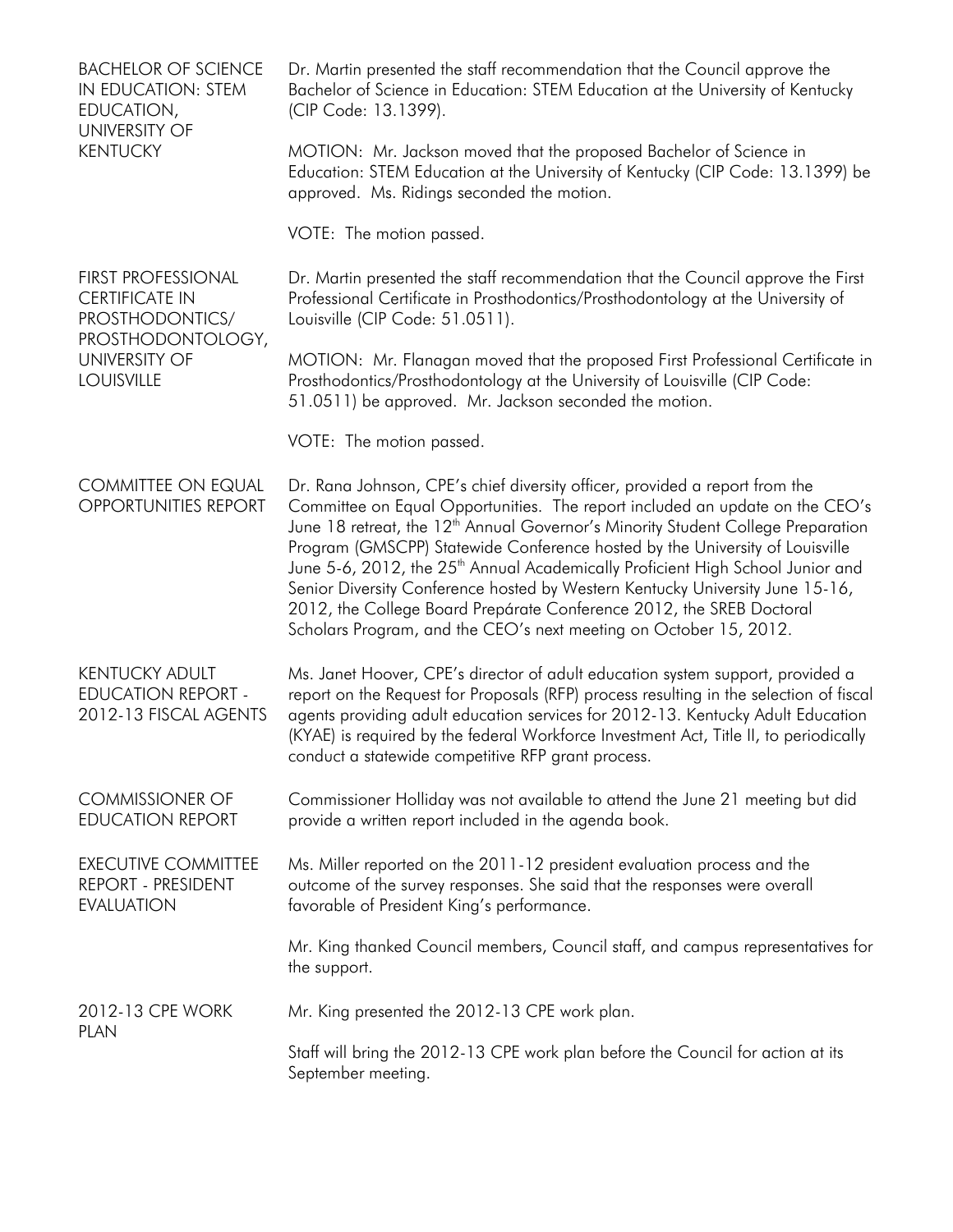**BACHELOR OF SCIENCE IN EDUCATION: STEM EDUCATION, UNIVERSITY OF KENTUCKY**

Dr. Martin presented the staff recommendation that the Council approve the Bachelor of Science in Education: STEM Education at the University of Kentucky (CIP Code: 13.1399).

MOTION: Mr. Jackson moved that the proposed Bachelor of Science in Education: STEM Education at the University of Kentucky (CIP Code: 13.1399) be approved. Ms. Ridings seconded the motion.

VOTE: The motion passed.

**FIRST PROFESSIONAL CERTIFICATE IN PROSTHODONTICS/ PROSTHODONTOLOGY, UNIVERSITY OF LOUISVILLE**

Dr. Martin presented the staff recommendation that the Council approve the First Professional Certificate in Prosthodontics/Prosthodontology at the University of Louisville (CIP Code: 51.0511).

MOTION: Mr. Flanagan moved that the proposed First Professional Certificate in Prosthodontics/Prosthodontology at the University of Louisville (CIP Code: 51.0511) be approved. Mr. Jackson seconded the motion.

VOTE: The motion passed.

**COMMITTEE ON EQUAL OPPORTUNITIES REPORT**

Dr. Rana Johnson, CPE's chief diversity officer, provided a report from the Committee on Equal Opportunities. The report included an update on the CEO's June 18 retreat, the 12th Annual Governor's Minority Student College Preparation Program (GMSCPP) Statewide Conference hosted by the University of Louisville June 5-6, 2012, the 25th Annual Academically Proficient High School Junior and Senior Diversity Conference hosted by Western Kentucky University June 15-16, 2012, the College Board Prepárate Conference 2012, the SREB Doctoral Scholars Program, and the CEO's next meeting on October 15, 2012.

**KENTUCKY ADULT EDUCATION REPORT - 2012-13 FISCAL AGENTS**

Ms. Janet Hoover, CPE's director of adult education system support, provided a report on the Request for Proposals (RFP) process resulting in the selection of fiscal agents providing adult education services for 2012-13. Kentucky Adult Education (KYAE) is required by the federal Workforce Investment Act, Title II, to periodically conduct a statewide competitive RFP grant process.

**COMMISSIONER OF EDUCATION REPORT**

Commissioner Holliday was not available to attend the June 21 meeting but did provide a written report included in the agenda book.

**EXECUTIVE COMMITTEE REPORT - PRESIDENT EVALUATION**

Ms. Miller reported on the 2011-12 president evaluation process and the outcome of the survey responses. She said that the responses were overall favorable of President King's performance.

Mr. King thanked Council members, Council staff, and campus representatives for the support.

**2012-13 CPE WORK PLAN**

Mr. King presented the 2012-13 CPE work plan.

Staff will bring the 2012-13 CPE work plan before the Council for action at its September meeting.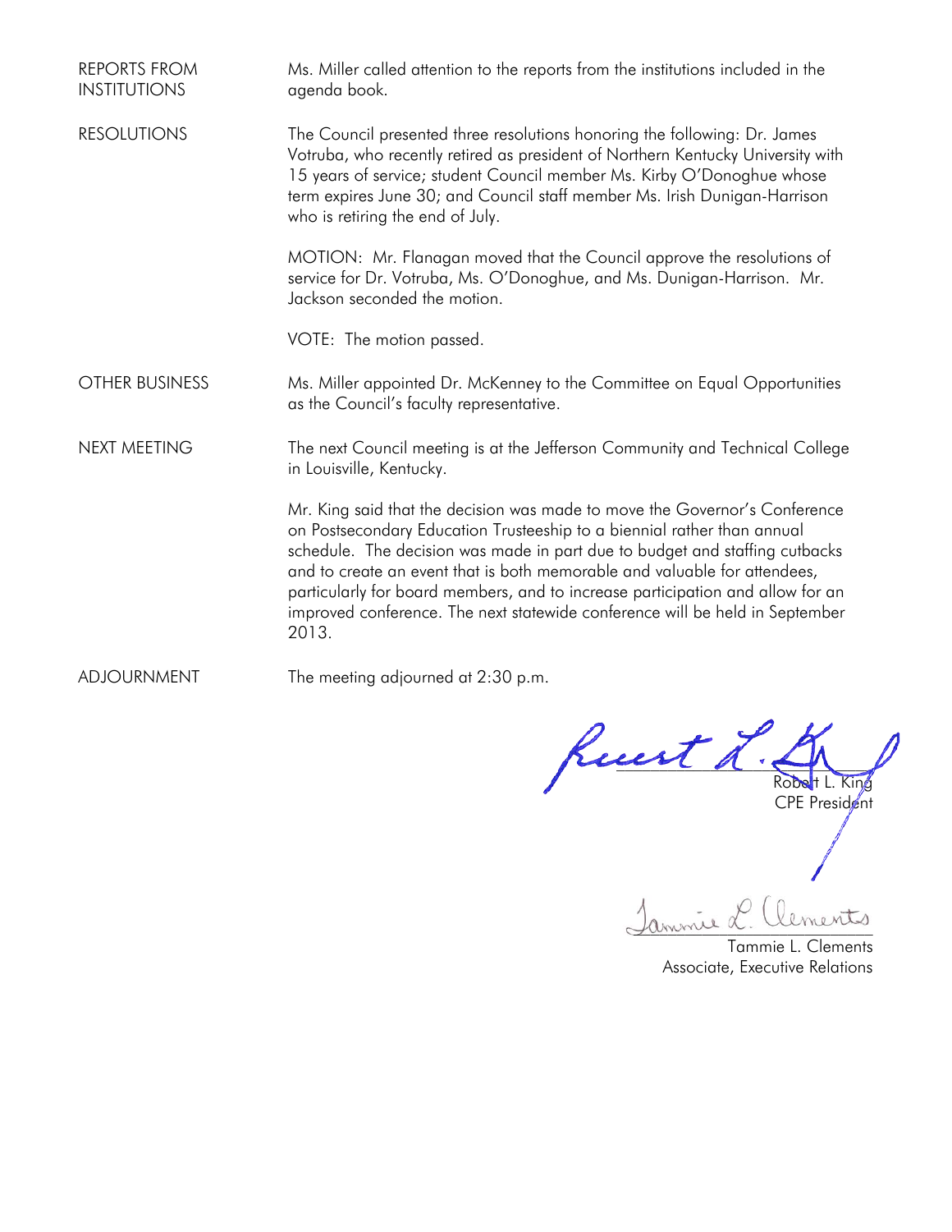REPORTS FROM INSTITUTIONS

Ms. Miller called attention to the reports from the institutions included in the agenda book.

RESOLUTIONS

The Council presented three resolutions honoring the following: Dr. James Votruba, who recently retired as president of Northern Kentucky University with 15 years of service; student Council member Ms. Kirby O'Donoghue whose term expires June 30; and Council staff member Ms. Irish Dunigan-Harrison who is retiring the end of July.

MOTION: Mr. Flanagan moved that the Council approve the resolutions of service for Dr. Votruba, Ms. O'Donoghue, and Ms. Dunigan-Harrison. Mr. Jackson seconded the motion.

VOTE: The motion passed.

OTHER BUSINESS

Ms. Miller appointed Dr. McKenney to the Committee on Equal Opportunities as the Council's faculty representative.

NEXT MEETING

The next Council meeting is at the Jefferson Community and Technical College in Louisville, Kentucky.

Mr. King said that the decision was made to move the Governor's Conference on Postsecondary Education Trusteeship to a biennial rather than annual schedule. The decision was made in part due to budget and staffing cutbacks and to create an event that is both memorable and valuable for attendees, particularly for board members, and to increase participation and allow for an improved conference. The next statewide conference will be held in September 2013.

ADJOURNMENT

The meeting adjourned at 2:30 p.m.

Robert L. King
CPE President

Tammie L. Clements
Associate, Executive Relations